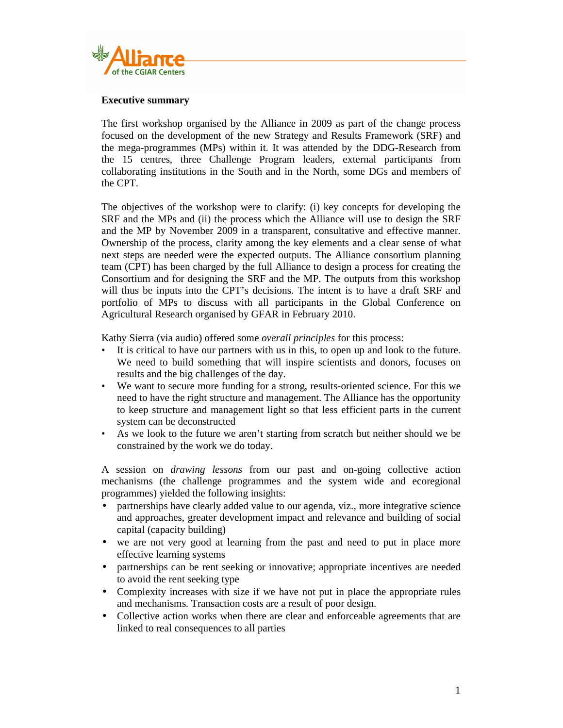**Executive summary**

The first workshop organised by the Alliance in 2009 as part of the change process focused on the development of the new Strategy and Results Framework (SRF) and the mega-programmes (MPs) within it. It was attended by the DDG-Research from the 15 centres, three Challenge Program leaders, external participants from collaborating institutions in the South and in the North, some DGs and members of the CPT.

The objectives of the workshop were to clarify: (i) key concepts for developing the SRF and the MPs and (ii) the process which the Alliance will use to design the SRF and the MP by November 2009 in a transparent, consultative and effective manner. Ownership of the process, clarity among the key elements and a clear sense of what next steps are needed were the expected outputs. The Alliance consortium planning team (CPT) has been charged by the full Alliance to design a process for creating the Consortium and for designing the SRF and the MP. The outputs from this workshop will thus be inputs into the CPT's decisions. The intent is to have a draft SRF and portfolio of MPs to discuss with all participants in the Global Conference on Agricultural Research organised by GFAR in February 2010.

Kathy Sierra (via audio) offered some *overall principles* for this process:

- It is critical to have our partners with us in this, to open up and look to the future. We need to build something that will inspire scientists and donors, focuses on results and the big challenges of the day.
- We want to secure more funding for a strong, results-oriented science. For this we need to have the right structure and management. The Alliance has the opportunity to keep structure and management light so that less efficient parts in the current system can be deconstructed
- As we look to the future we aren't starting from scratch but neither should we be constrained by the work we do today.

A session on *drawing lessons* from our past and on-going collective action mechanisms (the challenge programmes and the system wide and ecoregional programmes) yielded the following insights:

- partnerships have clearly added value to our agenda, viz., more integrative science and approaches, greater development impact and relevance and building of social capital (capacity building)
- we are not very good at learning from the past and need to put in place more effective learning systems
- partnerships can be rent seeking or innovative; appropriate incentives are needed to avoid the rent seeking type
- Complexity increases with size if we have not put in place the appropriate rules and mechanisms. Transaction costs are a result of poor design.
- Collective action works when there are clear and enforceable agreements that are linked to real consequences to all parties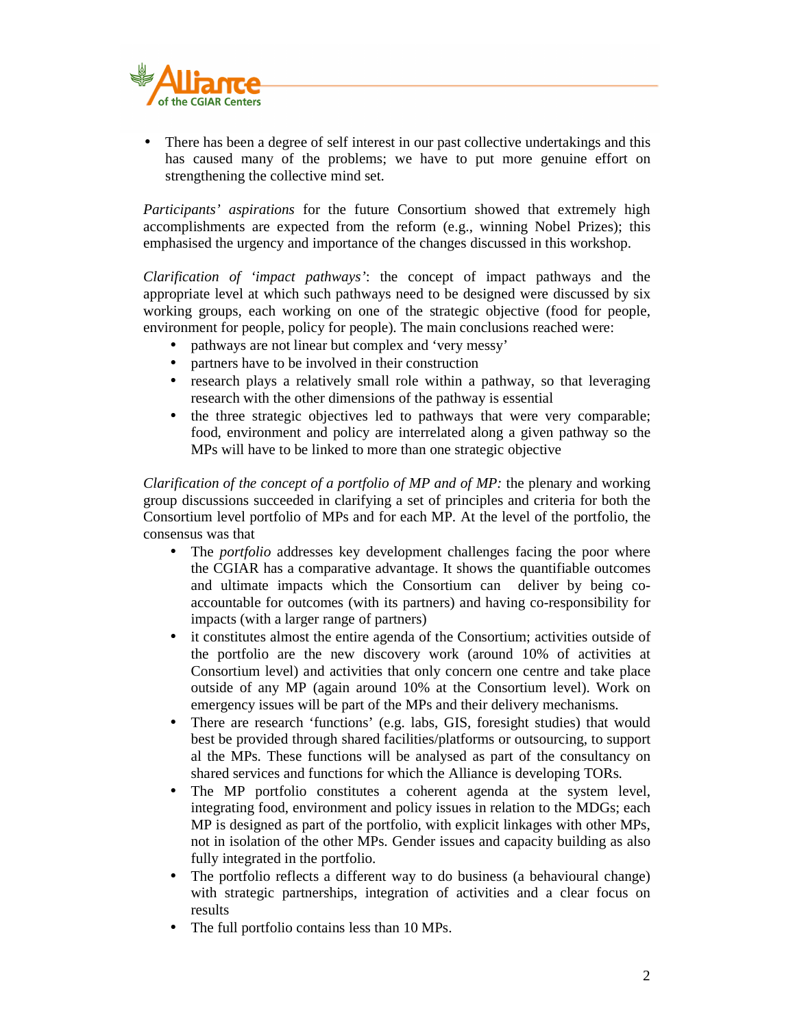- There has been a degree of self interest in our past collective undertakings and this has caused many of the problems; we have to put more genuine effort on strengthening the collective mind set.

*Participants' aspirations* for the future Consortium showed that extremely high accomplishments are expected from the reform (e.g., winning Nobel Prizes); this emphasised the urgency and importance of the changes discussed in this workshop.

*Clarification of 'impact pathways'*: the concept of impact pathways and the appropriate level at which such pathways need to be designed were discussed by six working groups, each working on one of the strategic objective (food for people, environment for people, policy for people). The main conclusions reached were:

- pathways are not linear but complex and 'very messy'
- partners have to be involved in their construction
- research plays a relatively small role within a pathway, so that leveraging research with the other dimensions of the pathway is essential
- the three strategic objectives led to pathways that were very comparable; food, environment and policy are interrelated along a given pathway so the MPs will have to be linked to more than one strategic objective

*Clarification of the concept of a portfolio of MP and of MP:* the plenary and working group discussions succeeded in clarifying a set of principles and criteria for both the Consortium level portfolio of MPs and for each MP. At the level of the portfolio, the consensus was that

- The *portfolio* addresses key development challenges facing the poor where the CGIAR has a comparative advantage. It shows the quantifiable outcomes and ultimate impacts which the Consortium can deliver by being co-accountable for outcomes (with its partners) and having co-responsibility for impacts (with a larger range of partners)
- it constitutes almost the entire agenda of the Consortium; activities outside of the portfolio are the new discovery work (around 10% of activities at Consortium level) and activities that only concern one centre and take place outside of any MP (again around 10% at the Consortium level). Work on emergency issues will be part of the MPs and their delivery mechanisms.
- There are research 'functions' (e.g. labs, GIS, foresight studies) that would best be provided through shared facilities/platforms or outsourcing, to support al the MPs. These functions will be analysed as part of the consultancy on shared services and functions for which the Alliance is developing TORs.
- The MP portfolio constitutes a coherent agenda at the system level, integrating food, environment and policy issues in relation to the MDGs; each MP is designed as part of the portfolio, with explicit linkages with other MPs, not in isolation of the other MPs. Gender issues and capacity building as also fully integrated in the portfolio.
- The portfolio reflects a different way to do business (a behavioural change) with strategic partnerships, integration of activities and a clear focus on results
- The full portfolio contains less than 10 MPs.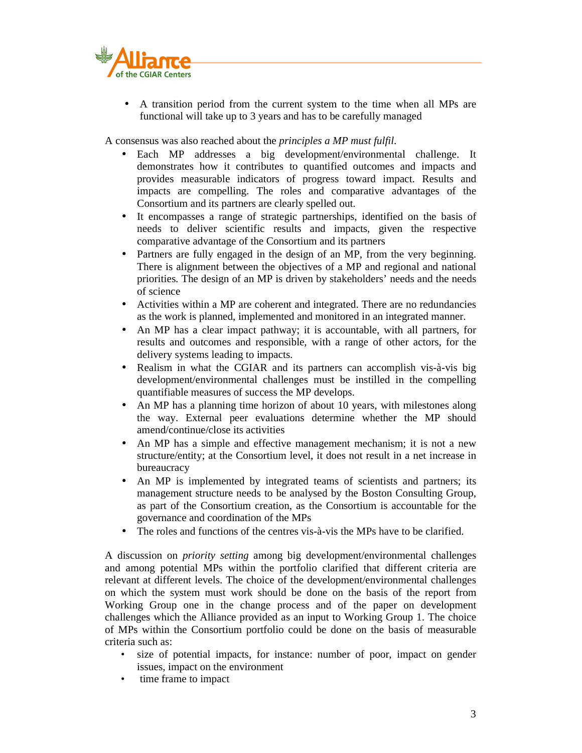- A transition period from the current system to the time when all MPs are functional will take up to 3 years and has to be carefully managed

A consensus was also reached about the *principles a MP must fulfil.*

- Each MP addresses a big development/environmental challenge. It demonstrates how it contributes to quantified outcomes and impacts and provides measurable indicators of progress toward impact. Results and impacts are compelling. The roles and comparative advantages of the Consortium and its partners are clearly spelled out.
- It encompasses a range of strategic partnerships, identified on the basis of needs to deliver scientific results and impacts, given the respective comparative advantage of the Consortium and its partners
- Partners are fully engaged in the design of an MP, from the very beginning. There is alignment between the objectives of a MP and regional and national priorities. The design of an MP is driven by stakeholders' needs and the needs of science
- Activities within a MP are coherent and integrated. There are no redundancies as the work is planned, implemented and monitored in an integrated manner.
- An MP has a clear impact pathway; it is accountable, with all partners, for results and outcomes and responsible, with a range of other actors, for the delivery systems leading to impacts.
- Realism in what the CGIAR and its partners can accomplish vis-à-vis big development/environmental challenges must be instilled in the compelling quantifiable measures of success the MP develops.
- An MP has a planning time horizon of about 10 years, with milestones along the way. External peer evaluations determine whether the MP should amend/continue/close its activities
- An MP has a simple and effective management mechanism; it is not a new structure/entity; at the Consortium level, it does not result in a net increase in bureaucracy
- An MP is implemented by integrated teams of scientists and partners; its management structure needs to be analysed by the Boston Consulting Group, as part of the Consortium creation, as the Consortium is accountable for the governance and coordination of the MPs
- The roles and functions of the centres vis-à-vis the MPs have to be clarified.

A discussion on *priority setting* among big development/environmental challenges and among potential MPs within the portfolio clarified that different criteria are relevant at different levels. The choice of the development/environmental challenges on which the system must work should be done on the basis of the report from Working Group one in the change process and of the paper on development challenges which the Alliance provided as an input to Working Group 1. The choice of MPs within the Consortium portfolio could be done on the basis of measurable criteria such as:

- size of potential impacts, for instance: number of poor, impact on gender issues, impact on the environment
- time frame to impact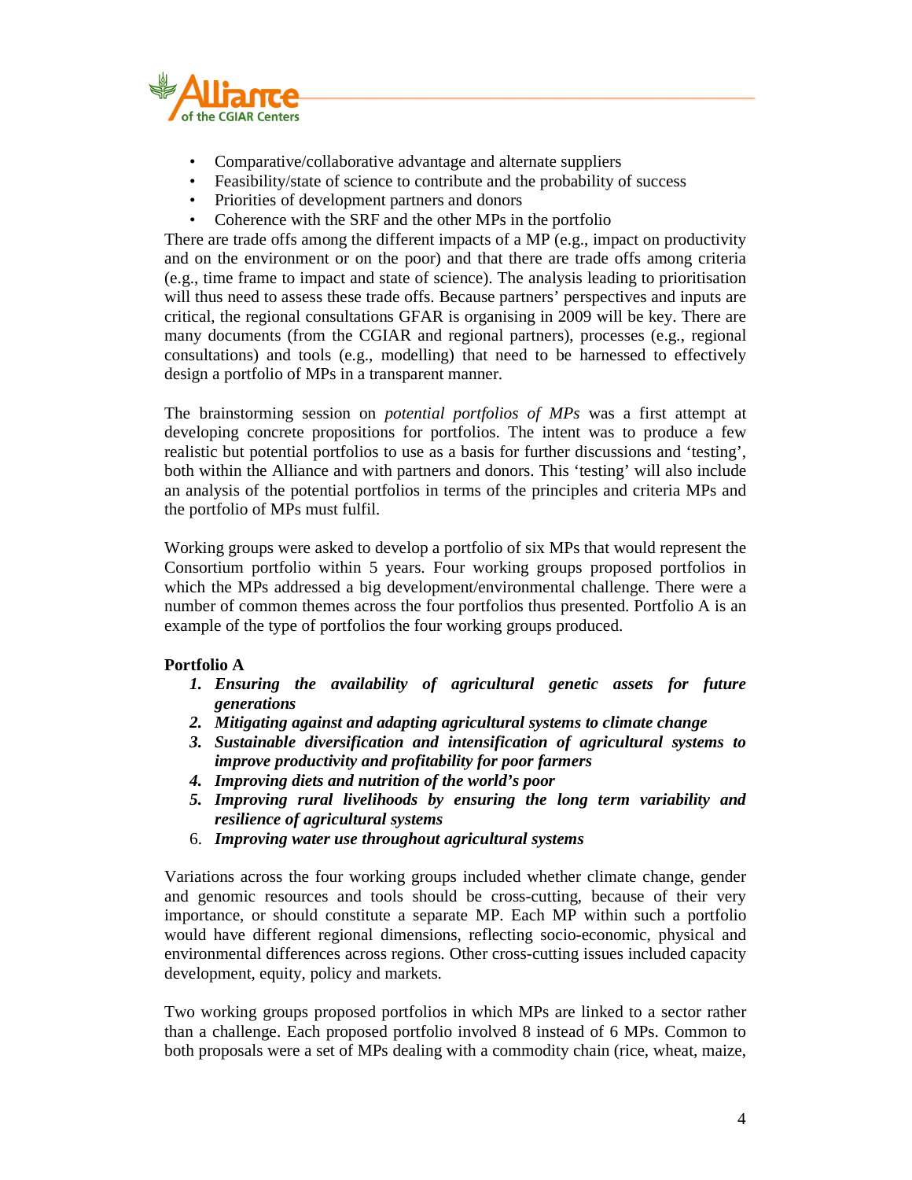- Comparative/collaborative advantage and alternate suppliers
- Feasibility/state of science to contribute and the probability of success
- Priorities of development partners and donors
- Coherence with the SRF and the other MPs in the portfolio

There are trade offs among the different impacts of a MP (e.g., impact on productivity and on the environment or on the poor) and that there are trade offs among criteria (e.g., time frame to impact and state of science). The analysis leading to prioritisation will thus need to assess these trade offs. Because partners' perspectives and inputs are critical, the regional consultations GFAR is organising in 2009 will be key. There are many documents (from the CGIAR and regional partners), processes (e.g., regional consultations) and tools (e.g., modelling) that need to be harnessed to effectively design a portfolio of MPs in a transparent manner.

The brainstorming session on *potential portfolios of MPs* was a first attempt at developing concrete propositions for portfolios. The intent was to produce a few realistic but potential portfolios to use as a basis for further discussions and 'testing', both within the Alliance and with partners and donors. This 'testing' will also include an analysis of the potential portfolios in terms of the principles and criteria MPs and the portfolio of MPs must fulfil.

Working groups were asked to develop a portfolio of six MPs that would represent the Consortium portfolio within 5 years. Four working groups proposed portfolios in which the MPs addressed a big development/environmental challenge. There were a number of common themes across the four portfolios thus presented. Portfolio A is an example of the type of portfolios the four working groups produced.

**Portfolio A**

1. ***Ensuring the availability of agricultural genetic assets for future generations***
2. ***Mitigating against and adapting agricultural systems to climate change***
3. ***Sustainable diversification and intensification of agricultural systems to improve productivity and profitability for poor farmers***
4. ***Improving diets and nutrition of the world's poor***
5. ***Improving rural livelihoods by ensuring the long term variability and resilience of agricultural systems***
6. ***Improving water use throughout agricultural systems***

Variations across the four working groups included whether climate change, gender and genomic resources and tools should be cross-cutting, because of their very importance, or should constitute a separate MP. Each MP within such a portfolio would have different regional dimensions, reflecting socio-economic, physical and environmental differences across regions. Other cross-cutting issues included capacity development, equity, policy and markets.

Two working groups proposed portfolios in which MPs are linked to a sector rather than a challenge. Each proposed portfolio involved 8 instead of 6 MPs. Common to both proposals were a set of MPs dealing with a commodity chain (rice, wheat, maize,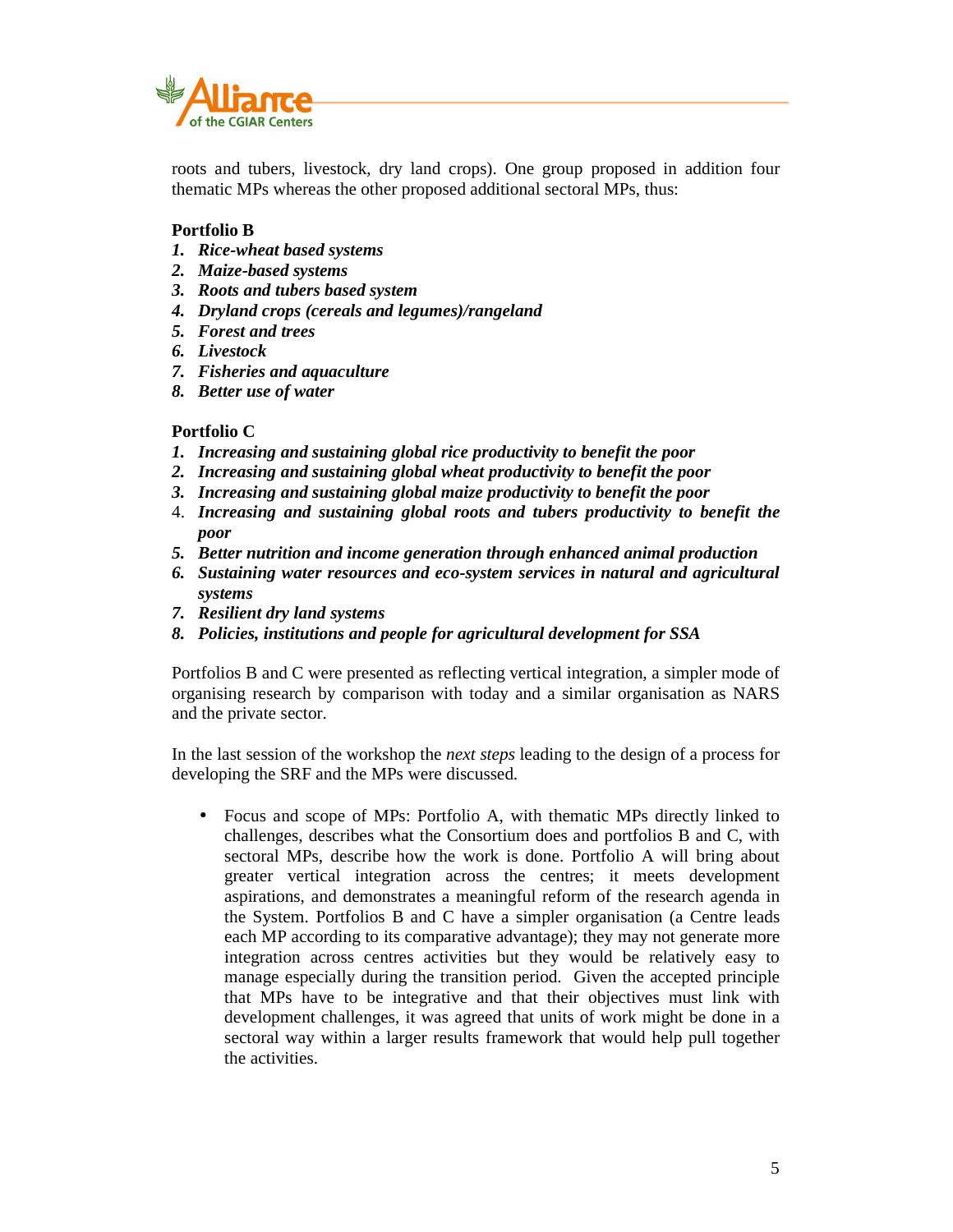roots and tubers, livestock, dry land crops). One group proposed in addition four thematic MPs whereas the other proposed additional sectoral MPs, thus:

**Portfolio B**

1. ***Rice-wheat based systems***
2. ***Maize-based systems***
3. ***Roots and tubers based system***
4. ***Dryland crops (cereals and legumes)/rangeland***
5. ***Forest and trees***
6. ***Livestock***
7. ***Fisheries and aquaculture***
8. ***Better use of water***

**Portfolio C**

1. ***Increasing and sustaining global rice productivity to benefit the poor***
2. ***Increasing and sustaining global wheat productivity to benefit the poor***
3. ***Increasing and sustaining global maize productivity to benefit the poor***
4. ***Increasing and sustaining global roots and tubers productivity to benefit the poor***
5. ***Better nutrition and income generation through enhanced animal production***
6. ***Sustaining water resources and eco-system services in natural and agricultural systems***
7. ***Resilient dry land systems***
8. ***Policies, institutions and people for agricultural development for SSA***

Portfolios B and C were presented as reflecting vertical integration, a simpler mode of organising research by comparison with today and a similar organisation as NARS and the private sector.

In the last session of the workshop the *next steps* leading to the design of a process for developing the SRF and the MPs were discussed.

- Focus and scope of MPs: Portfolio A, with thematic MPs directly linked to challenges, describes what the Consortium does and portfolios B and C, with sectoral MPs, describe how the work is done. Portfolio A will bring about greater vertical integration across the centres; it meets development aspirations, and demonstrates a meaningful reform of the research agenda in the System. Portfolios B and C have a simpler organisation (a Centre leads each MP according to its comparative advantage); they may not generate more integration across centres activities but they would be relatively easy to manage especially during the transition period. Given the accepted principle that MPs have to be integrative and that their objectives must link with development challenges, it was agreed that units of work might be done in a sectoral way within a larger results framework that would help pull together the activities.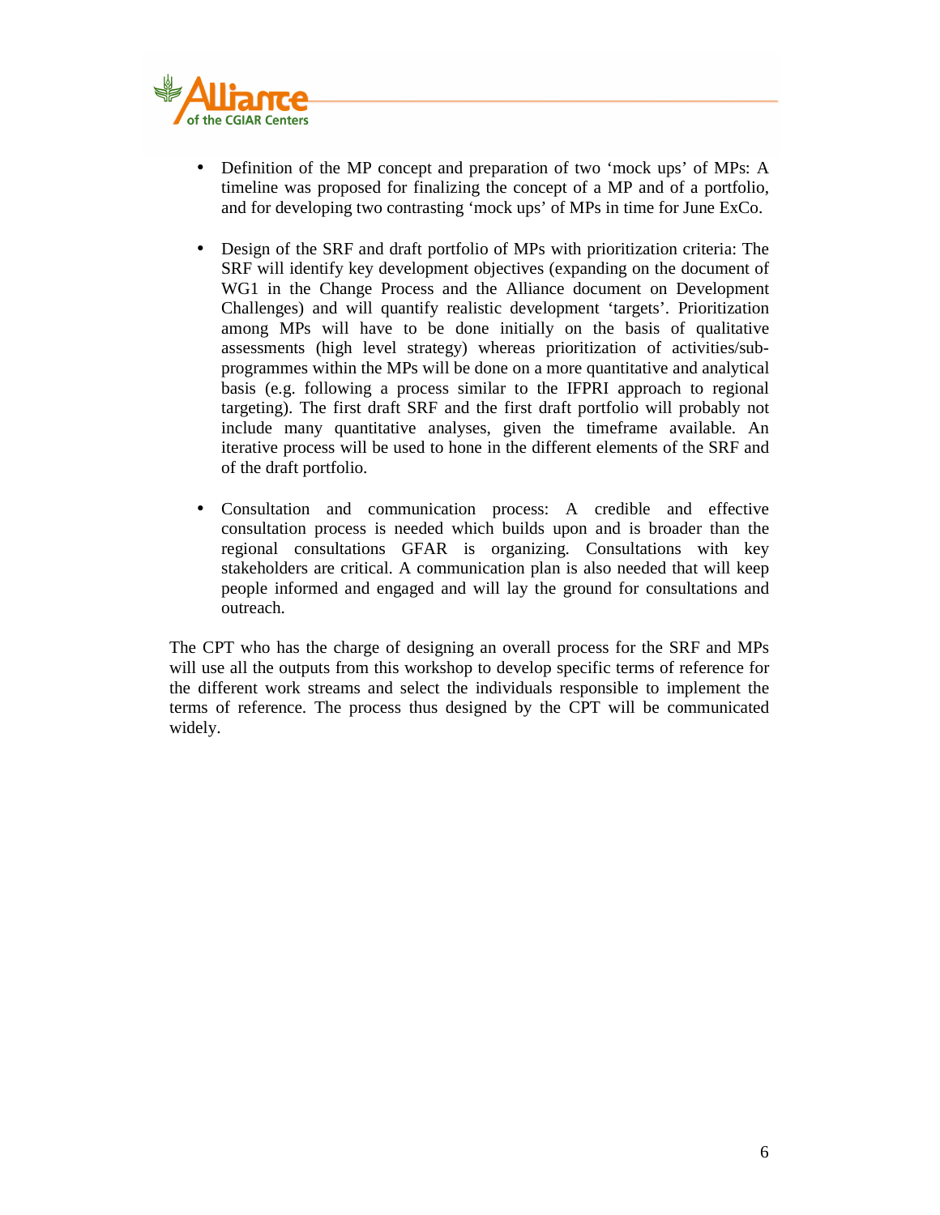- Definition of the MP concept and preparation of two 'mock ups' of MPs: A timeline was proposed for finalizing the concept of a MP and of a portfolio, and for developing two contrasting 'mock ups' of MPs in time for June ExCo.

- Design of the SRF and draft portfolio of MPs with prioritization criteria: The SRF will identify key development objectives (expanding on the document of WG1 in the Change Process and the Alliance document on Development Challenges) and will quantify realistic development 'targets'. Prioritization among MPs will have to be done initially on the basis of qualitative assessments (high level strategy) whereas prioritization of activities/sub-programmes within the MPs will be done on a more quantitative and analytical basis (e.g. following a process similar to the IFPRI approach to regional targeting). The first draft SRF and the first draft portfolio will probably not include many quantitative analyses, given the timeframe available. An iterative process will be used to hone in the different elements of the SRF and of the draft portfolio.

- Consultation and communication process: A credible and effective consultation process is needed which builds upon and is broader than the regional consultations GFAR is organizing. Consultations with key stakeholders are critical. A communication plan is also needed that will keep people informed and engaged and will lay the ground for consultations and outreach.

The CPT who has the charge of designing an overall process for the SRF and MPs will use all the outputs from this workshop to develop specific terms of reference for the different work streams and select the individuals responsible to implement the terms of reference. The process thus designed by the CPT will be communicated widely.